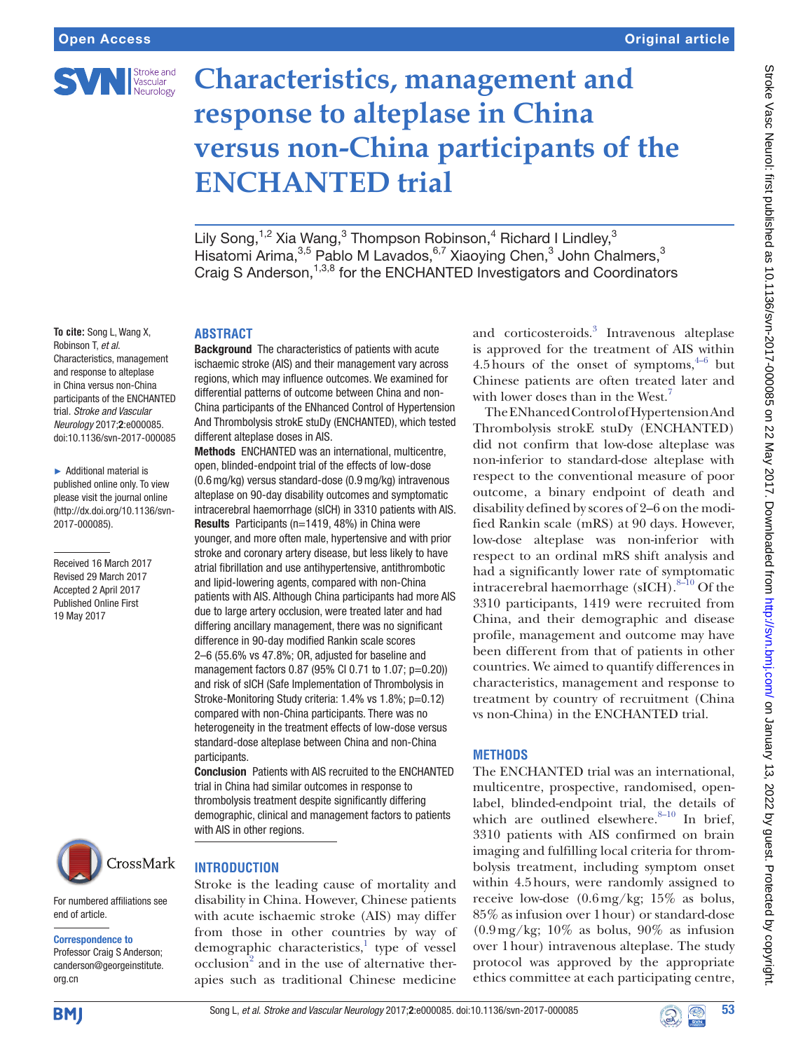Open Access | Original article

# Characteristics, management and response to alteplase in China versus non-China participants of the ENCHANTED trial

Lily Song,[1,2] Xia Wang,[3] Thompson Robinson,[4] Richard I Lindley,[3] Hisatomi Arima,[3,5] Pablo M Lavados,[6,7] Xiaoying Chen,[3] John Chalmers,[3] Craig S Anderson,[1,3,8] for the ENCHANTED Investigators and Coordinators

**To cite:** Song L, Wang X, Robinson T, *et al*. Characteristics, management and response to alteplase in China versus non-China participants of the ENCHANTED trial. *Stroke and Vascular Neurology* 2017;**2**:e000085. doi:10.1136/svn-2017-000085

► Additional material is published online only. To view please visit the journal online (http://dx.doi.org/10.1136/svn-2017-000085).

Received 16 March 2017
Revised 29 March 2017
Accepted 2 April 2017
Published Online First 19 May 2017

For numbered affiliations see end of article.

**Correspondence to**
Professor Craig S Anderson; canderson@georgeinstitute.org.cn

## ABSTRACT

**Background** The characteristics of patients with acute ischaemic stroke (AIS) and their management vary across regions, which may influence outcomes. We examined for differential patterns of outcome between China and non-China participants of the ENhanced Control of Hypertension And Thrombolysis strokE stuDy (ENCHANTED), which tested different alteplase doses in AIS.

**Methods** ENCHANTED was an international, multicentre, open, blinded-endpoint trial of the effects of low-dose (0.6 mg/kg) versus standard-dose (0.9 mg/kg) intravenous alteplase on 90-day disability outcomes and symptomatic intracerebral haemorrhage (sICH) in 3310 patients with AIS.

**Results** Participants (n=1419, 48%) in China were younger, and more often male, hypertensive and with prior stroke and coronary artery disease, but less likely to have atrial fibrillation and use antihypertensive, antithrombotic and lipid-lowering agents, compared with non-China patients with AIS. Although China participants had more AIS due to large artery occlusion, were treated later and had differing ancillary management, there was no significant difference in 90-day modified Rankin scale scores 2–6 (55.6% vs 47.8%; OR, adjusted for baseline and management factors 0.87 (95% CI 0.71 to 1.07; p=0.20)) and risk of sICH (Safe Implementation of Thrombolysis in Stroke-Monitoring Study criteria: 1.4% vs 1.8%; p=0.12) compared with non-China participants. There was no heterogeneity in the treatment effects of low-dose versus standard-dose alteplase between China and non-China participants.

**Conclusion** Patients with AIS recruited to the ENCHANTED trial in China had similar outcomes in response to thrombolysis treatment despite significantly differing demographic, clinical and management factors to patients with AIS in other regions.

## INTRODUCTION

Stroke is the leading cause of mortality and disability in China. However, Chinese patients with acute ischaemic stroke (AIS) may differ from those in other countries by way of demographic characteristics,[1] type of vessel occlusion[2] and in the use of alternative therapies such as traditional Chinese medicine and corticosteroids.[3] Intravenous alteplase is approved for the treatment of AIS within 4.5 hours of the onset of symptoms,[4–6] but Chinese patients are often treated later and with lower doses than in the West.[7]

The ENhanced Control of Hypertension And Thrombolysis strokE stuDy (ENCHANTED) did not confirm that low-dose alteplase was non-inferior to standard-dose alteplase with respect to the conventional measure of poor outcome, a binary endpoint of death and disability defined by scores of 2–6 on the modified Rankin scale (mRS) at 90 days. However, low-dose alteplase was non-inferior with respect to an ordinal mRS shift analysis and had a significantly lower rate of symptomatic intracerebral haemorrhage (sICH).[8–10] Of the 3310 participants, 1419 were recruited from China, and their demographic and disease profile, management and outcome may have been different from that of patients in other countries. We aimed to quantify differences in characteristics, management and response to treatment by country of recruitment (China vs non-China) in the ENCHANTED trial.

## METHODS

The ENCHANTED trial was an international, multicentre, prospective, randomised, open-label, blinded-endpoint trial, the details of which are outlined elsewhere.[8–10] In brief, 3310 patients with AIS confirmed on brain imaging and fulfilling local criteria for thrombolysis treatment, including symptom onset within 4.5 hours, were randomly assigned to receive low-dose (0.6 mg/kg; 15% as bolus, 85% as infusion over 1 hour) or standard-dose (0.9 mg/kg; 10% as bolus, 90% as infusion over 1 hour) intravenous alteplase. The study protocol was approved by the appropriate ethics committee at each participating centre,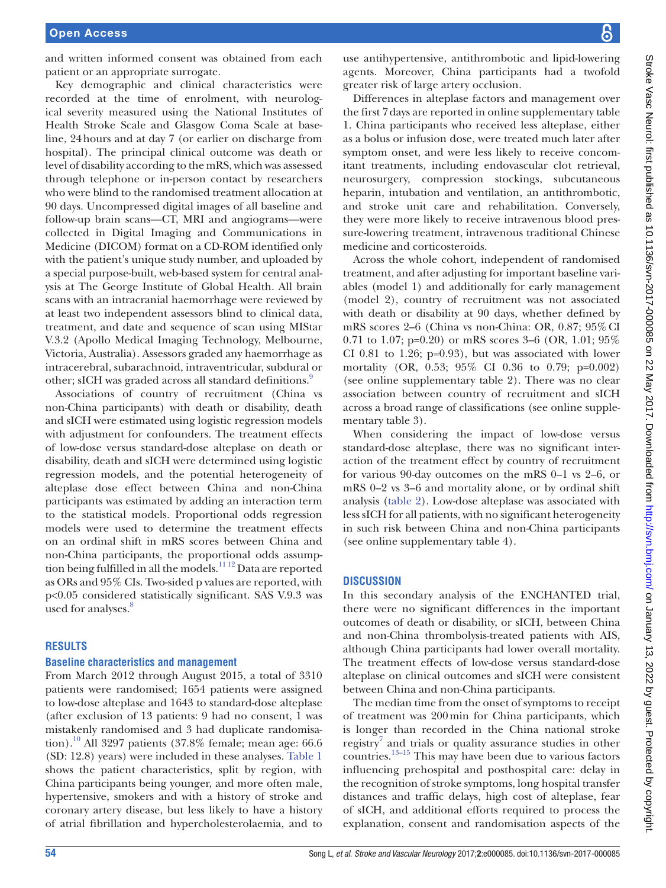and written informed consent was obtained from each patient or an appropriate surrogate.

Key demographic and clinical characteristics were recorded at the time of enrolment, with neurological severity measured using the National Institutes of Health Stroke Scale and Glasgow Coma Scale at baseline, 24 hours and at day 7 (or earlier on discharge from hospital). The principal clinical outcome was death or level of disability according to the mRS, which was assessed through telephone or in-person contact by researchers who were blind to the randomised treatment allocation at 90 days. Uncompressed digital images of all baseline and follow-up brain scans—CT, MRI and angiograms—were collected in Digital Imaging and Communications in Medicine (DICOM) format on a CD-ROM identified only with the patient's unique study number, and uploaded by a special purpose-built, web-based system for central analysis at The George Institute of Global Health. All brain scans with an intracranial haemorrhage were reviewed by at least two independent assessors blind to clinical data, treatment, and date and sequence of scan using MIStar V.3.2 (Apollo Medical Imaging Technology, Melbourne, Victoria, Australia). Assessors graded any haemorrhage as intracerebral, subarachnoid, intraventricular, subdural or other; sICH was graded across all standard definitions.[9]

Associations of country of recruitment (China vs non-China participants) with death or disability, death and sICH were estimated using logistic regression models with adjustment for confounders. The treatment effects of low-dose versus standard-dose alteplase on death or disability, death and sICH were determined using logistic regression models, and the potential heterogeneity of alteplase dose effect between China and non-China participants was estimated by adding an interaction term to the statistical models. Proportional odds regression models were used to determine the treatment effects on an ordinal shift in mRS scores between China and non-China participants, the proportional odds assumption being fulfilled in all the models.[11 12] Data are reported as ORs and 95% CIs. Two-sided p values are reported, with p<0.05 considered statistically significant. SAS V.9.3 was used for analyses.[8]

## RESULTS

### Baseline characteristics and management

From March 2012 through August 2015, a total of 3310 patients were randomised; 1654 patients were assigned to low-dose alteplase and 1643 to standard-dose alteplase (after exclusion of 13 patients: 9 had no consent, 1 was mistakenly randomised and 3 had duplicate randomisation).[10] All 3297 patients (37.8% female; mean age: 66.6 (SD: 12.8) years) were included in these analyses. Table 1 shows the patient characteristics, split by region, with China participants being younger, and more often male, hypertensive, smokers and with a history of stroke and coronary artery disease, but less likely to have a history of atrial fibrillation and hypercholesterolaemia, and to use antihypertensive, antithrombotic and lipid-lowering agents. Moreover, China participants had a twofold greater risk of large artery occlusion.

Differences in alteplase factors and management over the first 7 days are reported in online supplementary table 1. China participants who received less alteplase, either as a bolus or infusion dose, were treated much later after symptom onset, and were less likely to receive concomitant treatments, including endovascular clot retrieval, neurosurgery, compression stockings, subcutaneous heparin, intubation and ventilation, an antithrombotic, and stroke unit care and rehabilitation. Conversely, they were more likely to receive intravenous blood pressure-lowering treatment, intravenous traditional Chinese medicine and corticosteroids.

Across the whole cohort, independent of randomised treatment, and after adjusting for important baseline variables (model 1) and additionally for early management (model 2), country of recruitment was not associated with death or disability at 90 days, whether defined by mRS scores 2–6 (China vs non-China: OR, 0.87; 95% CI 0.71 to 1.07; p=0.20) or mRS scores 3–6 (OR, 1.01; 95% CI 0.81 to 1.26; p=0.93), but was associated with lower mortality (OR, 0.53; 95% CI 0.36 to 0.79; p=0.002) (see online supplementary table 2). There was no clear association between country of recruitment and sICH across a broad range of classifications (see online supplementary table 3).

When considering the impact of low-dose versus standard-dose alteplase, there was no significant interaction of the treatment effect by country of recruitment for various 90-day outcomes on the mRS 0–1 vs 2–6, or mRS 0–2 vs 3–6 and mortality alone, or by ordinal shift analysis (table 2). Low-dose alteplase was associated with less sICH for all patients, with no significant heterogeneity in such risk between China and non-China participants (see online supplementary table 4).

## DISCUSSION

In this secondary analysis of the ENCHANTED trial, there were no significant differences in the important outcomes of death or disability, or sICH, between China and non-China thrombolysis-treated patients with AIS, although China participants had lower overall mortality. The treatment effects of low-dose versus standard-dose alteplase on clinical outcomes and sICH were consistent between China and non-China participants.

The median time from the onset of symptoms to receipt of treatment was 200 min for China participants, which is longer than recorded in the China national stroke registry[7] and trials or quality assurance studies in other countries.[13–15] This may have been due to various factors influencing prehospital and posthospital care: delay in the recognition of stroke symptoms, long hospital transfer distances and traffic delays, high cost of alteplase, fear of sICH, and additional efforts required to process the explanation, consent and randomisation aspects of the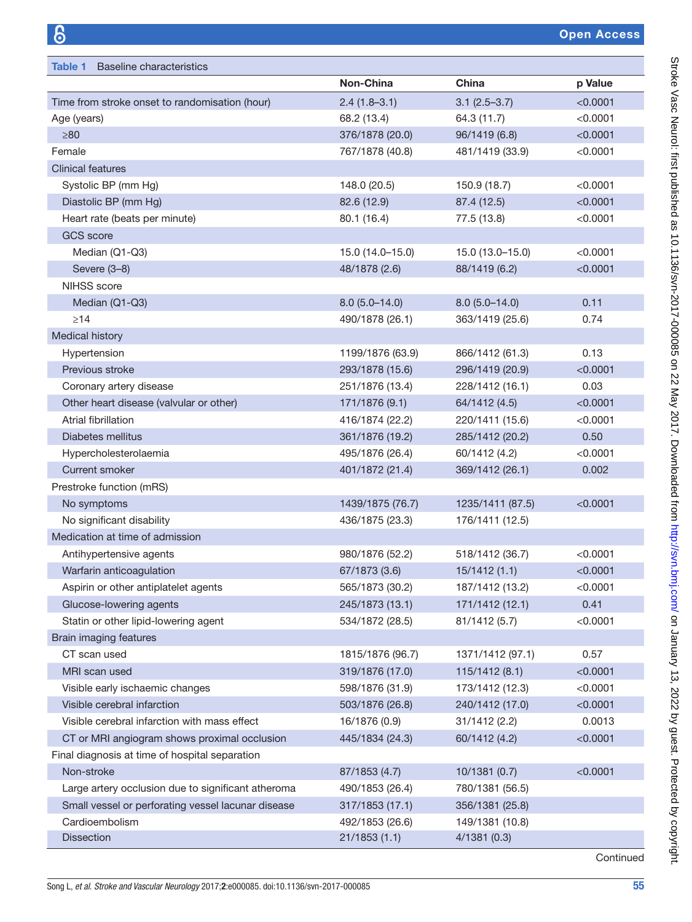**Table 1** Baseline characteristics

| | Non-China | China | p Value |
|---|---|---|---|
| Time from stroke onset to randomisation (hour) | 2.4 (1.8–3.1) | 3.1 (2.5–3.7) | <0.0001 |
| Age (years) | 68.2 (13.4) | 64.3 (11.7) | <0.0001 |
| ≥80 | 376/1878 (20.0) | 96/1419 (6.8) | <0.0001 |
| Female | 767/1878 (40.8) | 481/1419 (33.9) | <0.0001 |
| Clinical features | | | |
| Systolic BP (mm Hg) | 148.0 (20.5) | 150.9 (18.7) | <0.0001 |
| Diastolic BP (mm Hg) | 82.6 (12.9) | 87.4 (12.5) | <0.0001 |
| Heart rate (beats per minute) | 80.1 (16.4) | 77.5 (13.8) | <0.0001 |
| GCS score | | | |
| Median (Q1-Q3) | 15.0 (14.0–15.0) | 15.0 (13.0–15.0) | <0.0001 |
| Severe (3–8) | 48/1878 (2.6) | 88/1419 (6.2) | <0.0001 |
| NIHSS score | | | |
| Median (Q1-Q3) | 8.0 (5.0–14.0) | 8.0 (5.0–14.0) | 0.11 |
| ≥14 | 490/1878 (26.1) | 363/1419 (25.6) | 0.74 |
| Medical history | | | |
| Hypertension | 1199/1876 (63.9) | 866/1412 (61.3) | 0.13 |
| Previous stroke | 293/1878 (15.6) | 296/1419 (20.9) | <0.0001 |
| Coronary artery disease | 251/1876 (13.4) | 228/1412 (16.1) | 0.03 |
| Other heart disease (valvular or other) | 171/1876 (9.1) | 64/1412 (4.5) | <0.0001 |
| Atrial fibrillation | 416/1874 (22.2) | 220/1411 (15.6) | <0.0001 |
| Diabetes mellitus | 361/1876 (19.2) | 285/1412 (20.2) | 0.50 |
| Hypercholesterolaemia | 495/1876 (26.4) | 60/1412 (4.2) | <0.0001 |
| Current smoker | 401/1872 (21.4) | 369/1412 (26.1) | 0.002 |
| Prestroke function (mRS) | | | |
| No symptoms | 1439/1875 (76.7) | 1235/1411 (87.5) | <0.0001 |
| No significant disability | 436/1875 (23.3) | 176/1411 (12.5) | |
| Medication at time of admission | | | |
| Antihypertensive agents | 980/1876 (52.2) | 518/1412 (36.7) | <0.0001 |
| Warfarin anticoagulation | 67/1873 (3.6) | 15/1412 (1.1) | <0.0001 |
| Aspirin or other antiplatelet agents | 565/1873 (30.2) | 187/1412 (13.2) | <0.0001 |
| Glucose-lowering agents | 245/1873 (13.1) | 171/1412 (12.1) | 0.41 |
| Statin or other lipid-lowering agent | 534/1872 (28.5) | 81/1412 (5.7) | <0.0001 |
| Brain imaging features | | | |
| CT scan used | 1815/1876 (96.7) | 1371/1412 (97.1) | 0.57 |
| MRI scan used | 319/1876 (17.0) | 115/1412 (8.1) | <0.0001 |
| Visible early ischaemic changes | 598/1876 (31.9) | 173/1412 (12.3) | <0.0001 |
| Visible cerebral infarction | 503/1876 (26.8) | 240/1412 (17.0) | <0.0001 |
| Visible cerebral infarction with mass effect | 16/1876 (0.9) | 31/1412 (2.2) | 0.0013 |
| CT or MRI angiogram shows proximal occlusion | 445/1834 (24.3) | 60/1412 (4.2) | <0.0001 |
| Final diagnosis at time of hospital separation | | | |
| Non-stroke | 87/1853 (4.7) | 10/1381 (0.7) | <0.0001 |
| Large artery occlusion due to significant atheroma | 490/1853 (26.4) | 780/1381 (56.5) | |
| Small vessel or perforating vessel lacunar disease | 317/1853 (17.1) | 356/1381 (25.8) | |
| Cardioembolism | 492/1853 (26.6) | 149/1381 (10.8) | |
| Dissection | 21/1853 (1.1) | 4/1381 (0.3) | |

Continued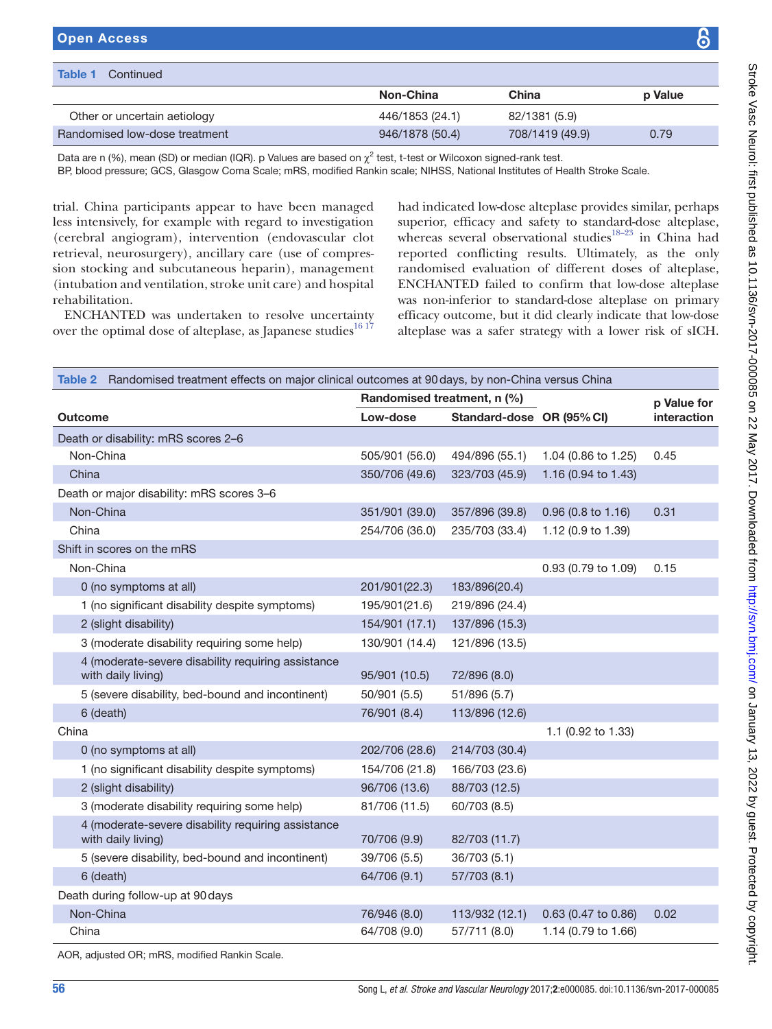**Table 1** Continued

| | Non-China | China | p Value |
|---|---|---|---|
| Other or uncertain aetiology | 446/1853 (24.1) | 82/1381 (5.9) | |
| Randomised low-dose treatment | 946/1878 (50.4) | 708/1419 (49.9) | 0.79 |

Data are n (%), mean (SD) or median (IQR). p Values are based on $\chi^2$ test, t-test or Wilcoxon signed-rank test.
BP, blood pressure; GCS, Glasgow Coma Scale; mRS, modified Rankin scale; NIHSS, National Institutes of Health Stroke Scale.

trial. China participants appear to have been managed less intensively, for example with regard to investigation (cerebral angiogram), intervention (endovascular clot retrieval, neurosurgery), ancillary care (use of compression stocking and subcutaneous heparin), management (intubation and ventilation, stroke unit care) and hospital rehabilitation.

ENCHANTED was undertaken to resolve uncertainty over the optimal dose of alteplase, as Japanese studies[16 17] had indicated low-dose alteplase provides similar, perhaps superior, efficacy and safety to standard-dose alteplase, whereas several observational studies[18–23] in China had reported conflicting results. Ultimately, as the only randomised evaluation of different doses of alteplase, ENCHANTED failed to confirm that low-dose alteplase was non-inferior to standard-dose alteplase on primary efficacy outcome, but it did clearly indicate that low-dose alteplase was a safer strategy with a lower risk of sICH.

**Table 2** Randomised treatment effects on major clinical outcomes at 90 days, by non-China versus China

| | Randomised treatment, n (%) | | | p Value for |
|---|---|---|---|---|
| **Outcome** | **Low-dose** | **Standard-dose** | **OR (95% CI)** | **interaction** |
| Death or disability: mRS scores 2–6 | | | | |
| Non-China | 505/901 (56.0) | 494/896 (55.1) | 1.04 (0.86 to 1.25) | 0.45 |
| China | 350/706 (49.6) | 323/703 (45.9) | 1.16 (0.94 to 1.43) | |
| Death or major disability: mRS scores 3–6 | | | | |
| Non-China | 351/901 (39.0) | 357/896 (39.8) | 0.96 (0.8 to 1.16) | 0.31 |
| China | 254/706 (36.0) | 235/703 (33.4) | 1.12 (0.9 to 1.39) | |
| Shift in scores on the mRS | | | | |
| Non-China | | | 0.93 (0.79 to 1.09) | 0.15 |
| 0 (no symptoms at all) | 201/901(22.3) | 183/896(20.4) | | |
| 1 (no significant disability despite symptoms) | 195/901(21.6) | 219/896 (24.4) | | |
| 2 (slight disability) | 154/901 (17.1) | 137/896 (15.3) | | |
| 3 (moderate disability requiring some help) | 130/901 (14.4) | 121/896 (13.5) | | |
| 4 (moderate-severe disability requiring assistance with daily living) | 95/901 (10.5) | 72/896 (8.0) | | |
| 5 (severe disability, bed-bound and incontinent) | 50/901 (5.5) | 51/896 (5.7) | | |
| 6 (death) | 76/901 (8.4) | 113/896 (12.6) | | |
| China | | | 1.1 (0.92 to 1.33) | |
| 0 (no symptoms at all) | 202/706 (28.6) | 214/703 (30.4) | | |
| 1 (no significant disability despite symptoms) | 154/706 (21.8) | 166/703 (23.6) | | |
| 2 (slight disability) | 96/706 (13.6) | 88/703 (12.5) | | |
| 3 (moderate disability requiring some help) | 81/706 (11.5) | 60/703 (8.5) | | |
| 4 (moderate-severe disability requiring assistance with daily living) | 70/706 (9.9) | 82/703 (11.7) | | |
| 5 (severe disability, bed-bound and incontinent) | 39/706 (5.5) | 36/703 (5.1) | | |
| 6 (death) | 64/706 (9.1) | 57/703 (8.1) | | |
| Death during follow-up at 90 days | | | | |
| Non-China | 76/946 (8.0) | 113/932 (12.1) | 0.63 (0.47 to 0.86) | 0.02 |
| China | 64/708 (9.0) | 57/711 (8.0) | 1.14 (0.79 to 1.66) | |

AOR, adjusted OR; mRS, modified Rankin Scale.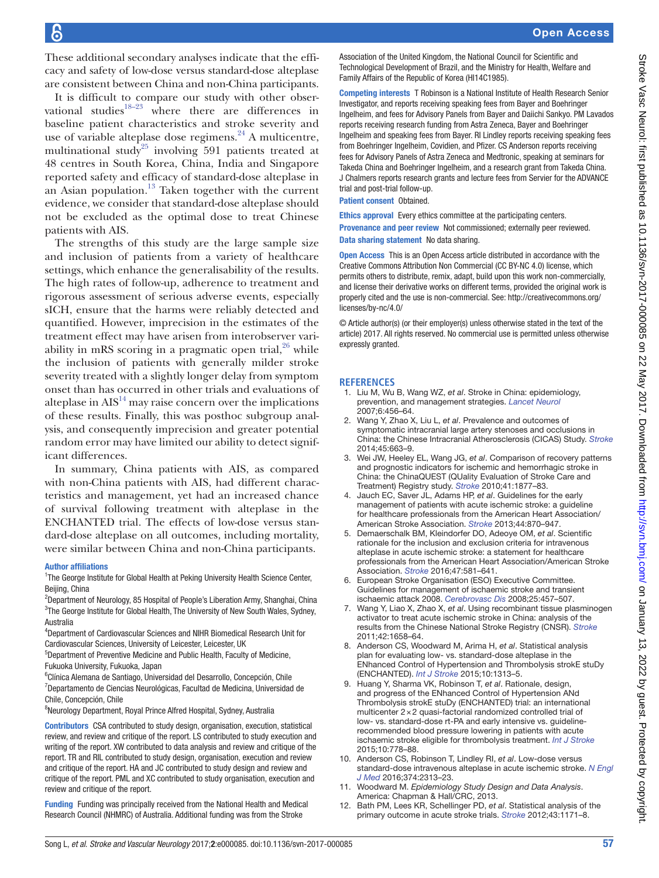These additional secondary analyses indicate that the efficacy and safety of low-dose versus standard-dose alteplase are consistent between China and non-China participants.

It is difficult to compare our study with other observational studies[18–23] where there are differences in baseline patient characteristics and stroke severity and use of variable alteplase dose regimens.[24] A multicentre, multinational study[25] involving 591 patients treated at 48 centres in South Korea, China, India and Singapore reported safety and efficacy of standard-dose alteplase in an Asian population.[13] Taken together with the current evidence, we consider that standard-dose alteplase should not be excluded as the optimal dose to treat Chinese patients with AIS.

The strengths of this study are the large sample size and inclusion of patients from a variety of healthcare settings, which enhance the generalisability of the results. The high rates of follow-up, adherence to treatment and rigorous assessment of serious adverse events, especially sICH, ensure that the harms were reliably detected and quantified. However, imprecision in the estimates of the treatment effect may have arisen from interobserver variability in mRS scoring in a pragmatic open trial,[26] while the inclusion of patients with generally milder stroke severity treated with a slightly longer delay from symptom onset than has occurred in other trials and evaluations of alteplase in AIS[14] may raise concern over the implications of these results. Finally, this was posthoc subgroup analysis, and consequently imprecision and greater potential random error may have limited our ability to detect significant differences.

In summary, China patients with AIS, as compared with non-China patients with AIS, had different characteristics and management, yet had an increased chance of survival following treatment with alteplase in the ENCHANTED trial. The effects of low-dose versus standard-dose alteplase on all outcomes, including mortality, were similar between China and non-China participants.

**Author affiliations**

[1]The George Institute for Global Health at Peking University Health Science Center, Beijing, China
[2]Department of Neurology, 85 Hospital of People's Liberation Army, Shanghai, China
[3]The George Institute for Global Health, The University of New South Wales, Sydney, Australia
[4]Department of Cardiovascular Sciences and NIHR Biomedical Research Unit for Cardiovascular Sciences, University of Leicester, Leicester, UK
[5]Department of Preventive Medicine and Public Health, Faculty of Medicine, Fukuoka University, Fukuoka, Japan
[6]Clínica Alemana de Santiago, Universidad del Desarrollo, Concepción, Chile
[7]Departamento de Ciencias Neurológicas, Facultad de Medicina, Universidad de Chile, Concepción, Chile
[8]Neurology Department, Royal Prince Alfred Hospital, Sydney, Australia

**Contributors** CSA contributed to study design, organisation, execution, statistical review, and review and critique of the report. LS contributed to study execution and writing of the report. XW contributed to data analysis and review and critique of the report. TR and RIL contributed to study design, organisation, execution and review and critique of the report. HA and JC contributed to study design and review and critique of the report. PML and XC contributed to study organisation, execution and review and critique of the report.

**Funding** Funding was principally received from the National Health and Medical Research Council (NHMRC) of Australia. Additional funding was from the Stroke Association of the United Kingdom, the National Council for Scientific and Technological Development of Brazil, and the Ministry for Health, Welfare and Family Affairs of the Republic of Korea (HI14C1985).

**Competing interests** T Robinson is a National Institute of Health Research Senior Investigator, and reports receiving speaking fees from Bayer and Boehringer Ingelheim, and fees for Advisory Panels from Bayer and Daiichi Sankyo. PM Lavados reports receiving research funding from Astra Zeneca, Bayer and Boehringer Ingelheim and speaking fees from Bayer. RI Lindley reports receiving speaking fees from Boehringer Ingelheim, Covidien, and Pfizer. CS Anderson reports receiving fees for Advisory Panels of Astra Zeneca and Medtronic, speaking at seminars for Takeda China and Boehringer Ingelheim, and a research grant from Takeda China. J Chalmers reports research grants and lecture fees from Servier for the ADVANCE trial and post-trial follow-up.

**Patient consent** Obtained.

**Ethics approval** Every ethics committee at the participating centers.

**Provenance and peer review** Not commissioned; externally peer reviewed.

**Data sharing statement** No data sharing.

**Open Access** This is an Open Access article distributed in accordance with the Creative Commons Attribution Non Commercial (CC BY-NC 4.0) license, which permits others to distribute, remix, adapt, build upon this work non-commercially, and license their derivative works on different terms, provided the original work is properly cited and the use is non-commercial. See: http://creativecommons.org/licenses/by-nc/4.0/

© Article author(s) (or their employer(s) unless otherwise stated in the text of the article) 2017. All rights reserved. No commercial use is permitted unless otherwise expressly granted.

## REFERENCES

1. Liu M, Wu B, Wang WZ, *et al*. Stroke in China: epidemiology, prevention, and management strategies. *Lancet Neurol* 2007;6:456–64.
2. Wang Y, Zhao X, Liu L, *et al*. Prevalence and outcomes of symptomatic intracranial large artery stenoses and occlusions in China: the Chinese Intracranial Atherosclerosis (CICAS) Study. *Stroke* 2014;45:663–9.
3. Wei JW, Heeley EL, Wang JG, *et al*. Comparison of recovery patterns and prognostic indicators for ischemic and hemorrhagic stroke in China: the ChinaQUEST (QUality Evaluation of Stroke Care and Treatment) Registry study. *Stroke* 2010;41:1877–83.
4. Jauch EC, Saver JL, Adams HP, *et al*. Guidelines for the early management of patients with acute ischemic stroke: a guideline for healthcare professionals from the American Heart Association/American Stroke Association. *Stroke* 2013;44:870–947.
5. Demaerschalk BM, Kleindorfer DO, Adeoye OM, *et al*. Scientific rationale for the inclusion and exclusion criteria for intravenous alteplase in acute ischemic stroke: a statement for healthcare professionals from the American Heart Association/American Stroke Association. *Stroke* 2016;47:581–641.
6. European Stroke Organisation (ESO) Executive Committee. Guidelines for management of ischaemic stroke and transient ischaemic attack 2008. *Cerebrovasc Dis* 2008;25:457–507.
7. Wang Y, Liao X, Zhao X, *et al*. Using recombinant tissue plasminogen activator to treat acute ischemic stroke in China: analysis of the results from the Chinese National Stroke Registry (CNSR). *Stroke* 2011;42:1658–64.
8. Anderson CS, Woodward M, Arima H, *et al*. Statistical analysis plan for evaluating low- vs. standard-dose alteplase in the ENhanced Control of Hypertension and Thrombolysis strokE stuDy (ENCHANTED). *Int J Stroke* 2015;10:1313–5.
9. Huang Y, Sharma VK, Robinson T, *et al*. Rationale, design, and progress of the ENhanced Control of Hypertension ANd Thrombolysis strokE stuDy (ENCHANTED) trial: an international multicenter 2×2 quasi-factorial randomized controlled trial of low- vs. standard-dose rt-PA and early intensive vs. guideline-recommended blood pressure lowering in patients with acute ischaemic stroke eligible for thrombolysis treatment. *Int J Stroke* 2015;10:778–88.
10. Anderson CS, Robinson T, Lindley RI, *et al*. Low-dose versus standard-dose intravenous alteplase in acute ischemic stroke. *N Engl J Med* 2016;374:2313–23.
11. Woodward M. *Epidemiology Study Design and Data Analysis*. America: Chapman & Hall/CRC, 2013.
12. Bath PM, Lees KR, Schellinger PD, *et al*. Statistical analysis of the primary outcome in acute stroke trials. *Stroke* 2012;43:1171–8.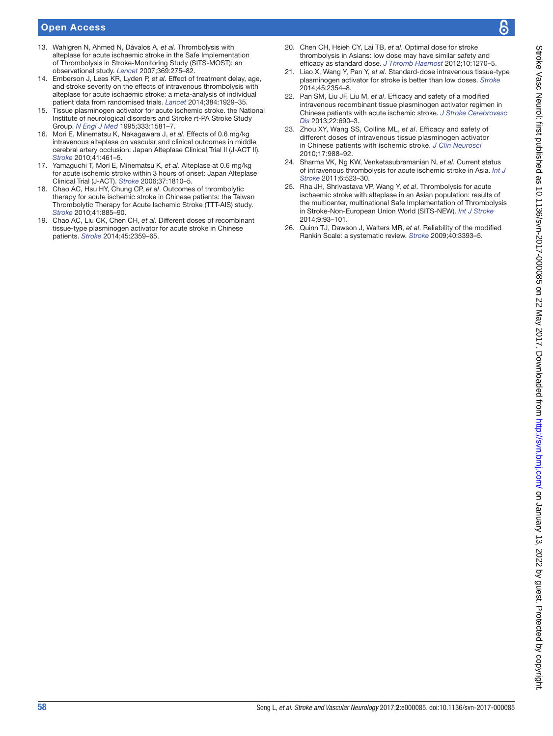13. Wahlgren N, Ahmed N, Dávalos A, *et al*. Thrombolysis with alteplase for acute ischaemic stroke in the Safe Implementation of Thrombolysis in Stroke-Monitoring Study (SITS-MOST): an observational study. *Lancet* 2007;369:275–82.
14. Emberson J, Lees KR, Lyden P, *et al*. Effect of treatment delay, age, and stroke severity on the effects of intravenous thrombolysis with alteplase for acute ischaemic stroke: a meta-analysis of individual patient data from randomised trials. *Lancet* 2014;384:1929–35.
15. Tissue plasminogen activator for acute ischemic stroke. the National Institute of neurological disorders and Stroke rt-PA Stroke Study Group. *N Engl J Med* 1995;333:1581–7.
16. Mori E, Minematsu K, Nakagawara J, *et al*. Effects of 0.6 mg/kg intravenous alteplase on vascular and clinical outcomes in middle cerebral artery occlusion: Japan Alteplase Clinical Trial II (J-ACT II). *Stroke* 2010;41:461–5.
17. Yamaguchi T, Mori E, Minematsu K, *et al*. Alteplase at 0.6 mg/kg for acute ischemic stroke within 3 hours of onset: Japan Alteplase Clinical Trial (J-ACT). *Stroke* 2006;37:1810–5.
18. Chao AC, Hsu HY, Chung CP, *et al*. Outcomes of thrombolytic therapy for acute ischemic stroke in Chinese patients: the Taiwan Thrombolytic Therapy for Acute Ischemic Stroke (TTT-AIS) study. *Stroke* 2010;41:885–90.
19. Chao AC, Liu CK, Chen CH, *et al*. Different doses of recombinant tissue-type plasminogen activator for acute stroke in Chinese patients. *Stroke* 2014;45:2359–65.
20. Chen CH, Hsieh CY, Lai TB, *et al*. Optimal dose for stroke thrombolysis in Asians: low dose may have similar safety and efficacy as standard dose. *J Thromb Haemost* 2012;10:1270–5.
21. Liao X, Wang Y, Pan Y, *et al*. Standard-dose intravenous tissue-type plasminogen activator for stroke is better than low doses. *Stroke* 2014;45:2354–8.
22. Pan SM, Liu JF, Liu M, *et al*. Efficacy and safety of a modified intravenous recombinant tissue plasminogen activator regimen in Chinese patients with acute ischemic stroke. *J Stroke Cerebrovasc Dis* 2013;22:690–3.
23. Zhou XY, Wang SS, Collins ML, *et al*. Efficacy and safety of different doses of intravenous tissue plasminogen activator in Chinese patients with ischemic stroke. *J Clin Neurosci* 2010;17:988–92.
24. Sharma VK, Ng KW, Venketasubramanian N, *et al*. Current status of intravenous thrombolysis for acute ischemic stroke in Asia. *Int J Stroke* 2011;6:523–30.
25. Rha JH, Shrivastava VP, Wang Y, *et al*. Thrombolysis for acute ischaemic stroke with alteplase in an Asian population: results of the multicenter, multinational Safe Implementation of Thrombolysis in Stroke-Non-European Union World (SITS-NEW). *Int J Stroke* 2014;9:93–101.
26. Quinn TJ, Dawson J, Walters MR, *et al*. Reliability of the modified Rankin Scale: a systematic review. *Stroke* 2009;40:3393–5.